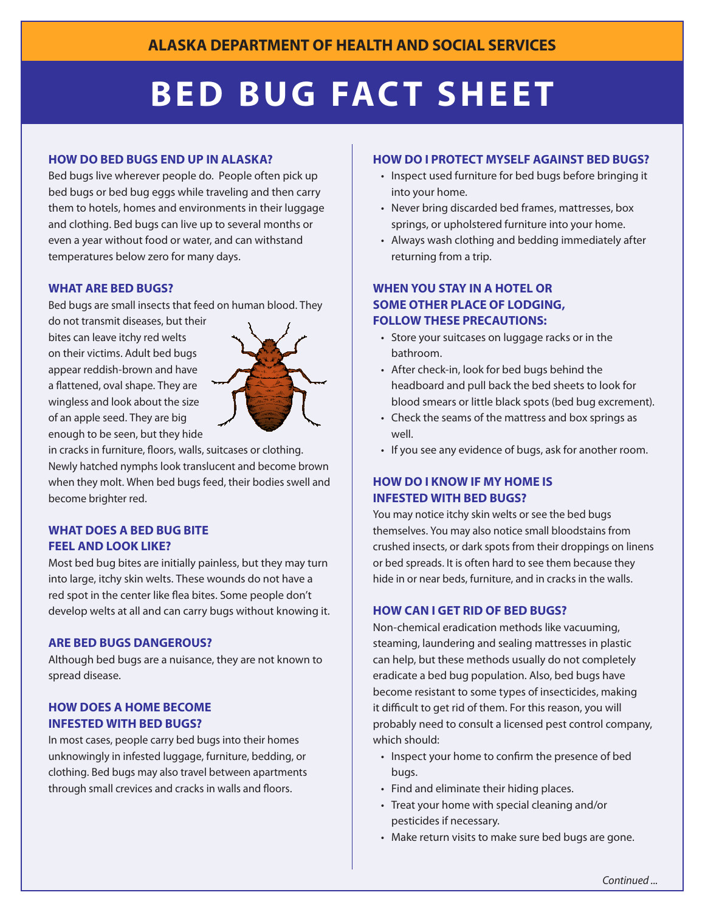**ALASKA DEPARTMENT OF HEALTH AND SOCIAL SERVICES**

# BED BUG FACT SHEET

### HOW DO BED BUGS END UP IN ALASKA?

Bed bugs live wherever people do. People often pick up bed bugs or bed bug eggs while traveling and then carry them to hotels, homes and environments in their luggage and clothing. Bed bugs can live up to several months or even a year without food or water, and can withstand temperatures below zero for many days.

### WHAT ARE BED BUGS?

Bed bugs are small insects that feed on human blood. They do not transmit diseases, but their bites can leave itchy red welts on their victims. Adult bed bugs appear reddish-brown and have a flattened, oval shape. They are wingless and look about the size of an apple seed. They are big enough to be seen, but they hide in cracks in furniture, floors, walls, suitcases or clothing. Newly hatched nymphs look translucent and become brown when they molt. When bed bugs feed, their bodies swell and become brighter red.

### WHAT DOES A BED BUG BITE FEEL AND LOOK LIKE?

Most bed bug bites are initially painless, but they may turn into large, itchy skin welts. These wounds do not have a red spot in the center like flea bites. Some people don't develop welts at all and can carry bugs without knowing it.

### ARE BED BUGS DANGEROUS?

Although bed bugs are a nuisance, they are not known to spread disease.

### HOW DOES A HOME BECOME INFESTED WITH BED BUGS?

In most cases, people carry bed bugs into their homes unknowingly in infested luggage, furniture, bedding, or clothing. Bed bugs may also travel between apartments through small crevices and cracks in walls and floors.

### HOW DO I PROTECT MYSELF AGAINST BED BUGS?

- Inspect used furniture for bed bugs before bringing it into your home.
- Never bring discarded bed frames, mattresses, box springs, or upholstered furniture into your home.
- Always wash clothing and bedding immediately after returning from a trip.

### WHEN YOU STAY IN A HOTEL OR SOME OTHER PLACE OF LODGING, FOLLOW THESE PRECAUTIONS:

- Store your suitcases on luggage racks or in the bathroom.
- After check-in, look for bed bugs behind the headboard and pull back the bed sheets to look for blood smears or little black spots (bed bug excrement).
- Check the seams of the mattress and box springs as well.
- If you see any evidence of bugs, ask for another room.

### HOW DO I KNOW IF MY HOME IS INFESTED WITH BED BUGS?

You may notice itchy skin welts or see the bed bugs themselves. You may also notice small bloodstains from crushed insects, or dark spots from their droppings on linens or bed spreads. It is often hard to see them because they hide in or near beds, furniture, and in cracks in the walls.

### HOW CAN I GET RID OF BED BUGS?

Non-chemical eradication methods like vacuuming, steaming, laundering and sealing mattresses in plastic can help, but these methods usually do not completely eradicate a bed bug population. Also, bed bugs have become resistant to some types of insecticides, making it difficult to get rid of them. For this reason, you will probably need to consult a licensed pest control company, which should:

- Inspect your home to confirm the presence of bed bugs.
- Find and eliminate their hiding places.
- Treat your home with special cleaning and/or pesticides if necessary.
- Make return visits to make sure bed bugs are gone.

*Continued ...*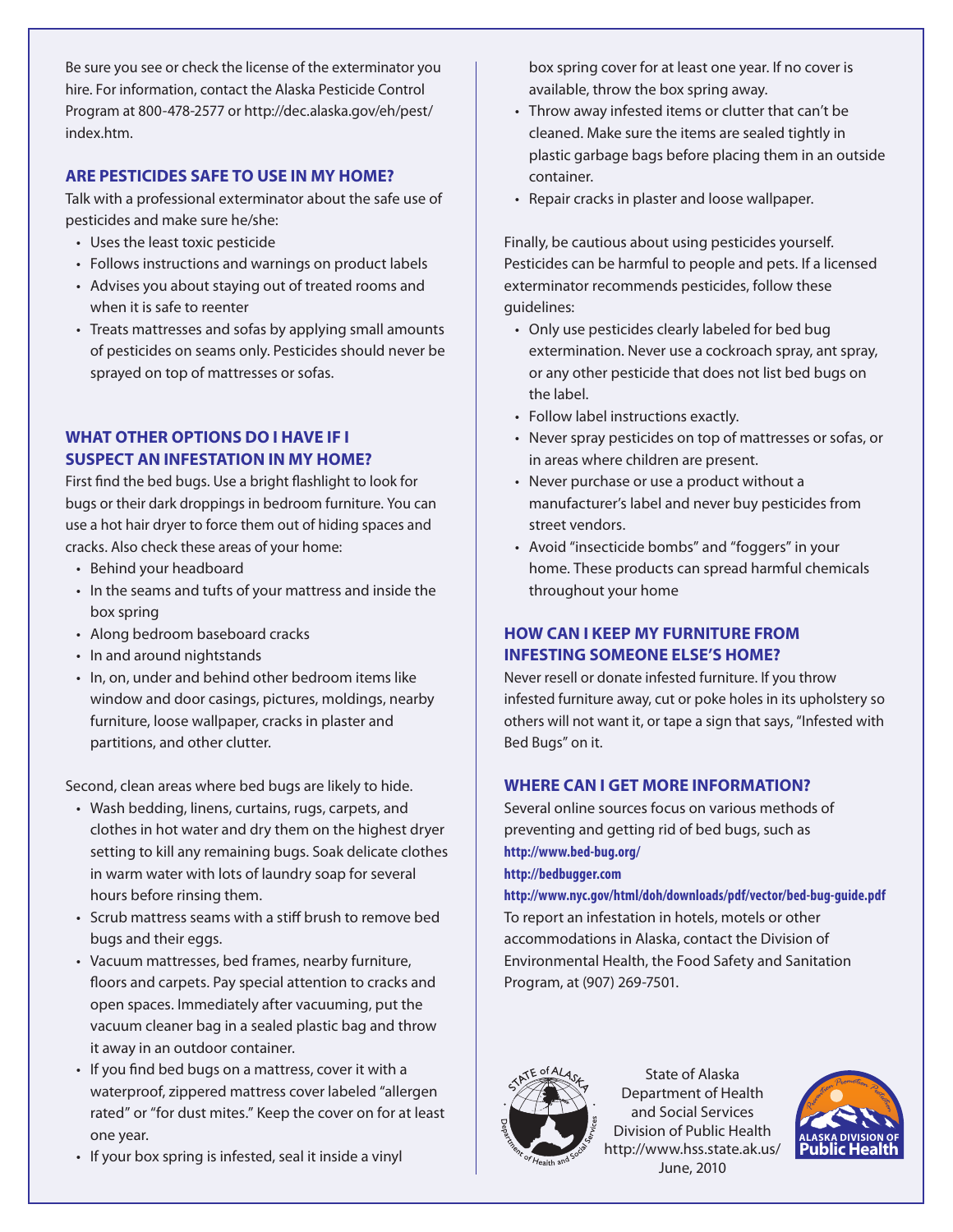Be sure you see or check the license of the exterminator you hire. For information, contact the Alaska Pesticide Control Program at 800-478-2577 or http://dec.alaska.gov/eh/pest/index.htm.

## ARE PESTICIDES SAFE TO USE IN MY HOME?

Talk with a professional exterminator about the safe use of pesticides and make sure he/she:

- Uses the least toxic pesticide
- Follows instructions and warnings on product labels
- Advises you about staying out of treated rooms and when it is safe to reenter
- Treats mattresses and sofas by applying small amounts of pesticides on seams only. Pesticides should never be sprayed on top of mattresses or sofas.

## WHAT OTHER OPTIONS DO I HAVE IF I SUSPECT AN INFESTATION IN MY HOME?

First find the bed bugs. Use a bright flashlight to look for bugs or their dark droppings in bedroom furniture. You can use a hot hair dryer to force them out of hiding spaces and cracks. Also check these areas of your home:

- Behind your headboard
- In the seams and tufts of your mattress and inside the box spring
- Along bedroom baseboard cracks
- In and around nightstands
- In, on, under and behind other bedroom items like window and door casings, pictures, moldings, nearby furniture, loose wallpaper, cracks in plaster and partitions, and other clutter.

Second, clean areas where bed bugs are likely to hide.

- Wash bedding, linens, curtains, rugs, carpets, and clothes in hot water and dry them on the highest dryer setting to kill any remaining bugs. Soak delicate clothes in warm water with lots of laundry soap for several hours before rinsing them.
- Scrub mattress seams with a stiff brush to remove bed bugs and their eggs.
- Vacuum mattresses, bed frames, nearby furniture, floors and carpets. Pay special attention to cracks and open spaces. Immediately after vacuuming, put the vacuum cleaner bag in a sealed plastic bag and throw it away in an outdoor container.
- If you find bed bugs on a mattress, cover it with a waterproof, zippered mattress cover labeled "allergen rated" or "for dust mites." Keep the cover on for at least one year.
- If your box spring is infested, seal it inside a vinyl box spring cover for at least one year. If no cover is available, throw the box spring away.
- Throw away infested items or clutter that can't be cleaned. Make sure the items are sealed tightly in plastic garbage bags before placing them in an outside container.
- Repair cracks in plaster and loose wallpaper.

Finally, be cautious about using pesticides yourself. Pesticides can be harmful to people and pets. If a licensed exterminator recommends pesticides, follow these guidelines:

- Only use pesticides clearly labeled for bed bug extermination. Never use a cockroach spray, ant spray, or any other pesticide that does not list bed bugs on the label.
- Follow label instructions exactly.
- Never spray pesticides on top of mattresses or sofas, or in areas where children are present.
- Never purchase or use a product without a manufacturer's label and never buy pesticides from street vendors.
- Avoid "insecticide bombs" and "foggers" in your home. These products can spread harmful chemicals throughout your home

## HOW CAN I KEEP MY FURNITURE FROM INFESTING SOMEONE ELSE'S HOME?

Never resell or donate infested furniture. If you throw infested furniture away, cut or poke holes in its upholstery so others will not want it, or tape a sign that says, "Infested with Bed Bugs" on it.

## WHERE CAN I GET MORE INFORMATION?

Several online sources focus on various methods of preventing and getting rid of bed bugs, such as

**http://www.bed-bug.org/**

**http://bedbugger.com**

**http://www.nyc.gov/html/doh/downloads/pdf/vector/bed-bug-guide.pdf**

To report an infestation in hotels, motels or other accommodations in Alaska, contact the Division of Environmental Health, the Food Safety and Sanitation Program, at (907) 269-7501.

State of Alaska
Department of Health and Social Services
Division of Public Health
http://www.hss.state.ak.us/
June, 2010